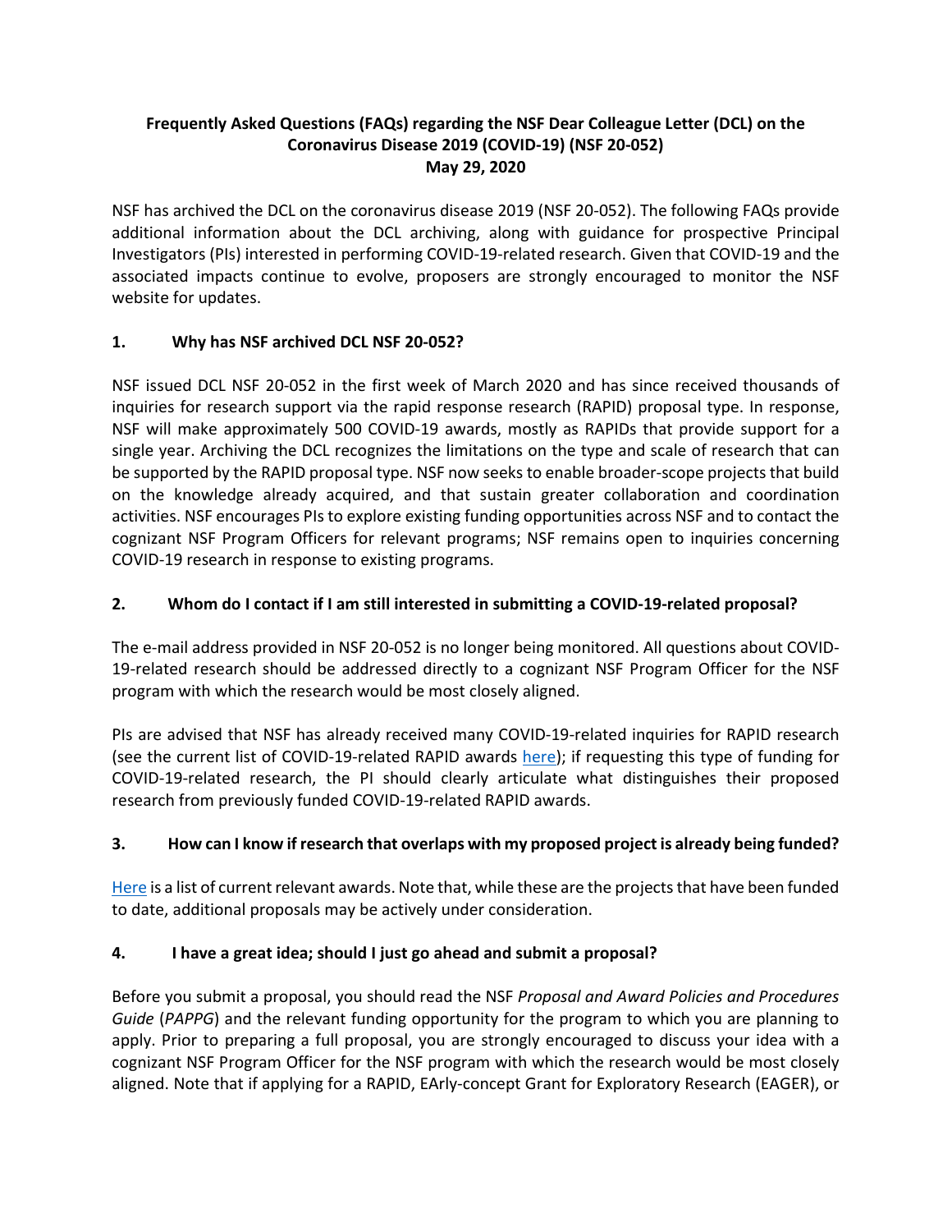**Frequently Asked Questions (FAQs) regarding the NSF Dear Colleague Letter (DCL) on the Coronavirus Disease 2019 (COVID-19) (NSF 20-052)**
**May 29, 2020**

NSF has archived the DCL on the coronavirus disease 2019 (NSF 20-052). The following FAQs provide additional information about the DCL archiving, along with guidance for prospective Principal Investigators (PIs) interested in performing COVID-19-related research. Given that COVID-19 and the associated impacts continue to evolve, proposers are strongly encouraged to monitor the NSF website for updates.

## 1. Why has NSF archived DCL NSF 20-052?

NSF issued DCL NSF 20-052 in the first week of March 2020 and has since received thousands of inquiries for research support via the rapid response research (RAPID) proposal type. In response, NSF will make approximately 500 COVID-19 awards, mostly as RAPIDs that provide support for a single year. Archiving the DCL recognizes the limitations on the type and scale of research that can be supported by the RAPID proposal type. NSF now seeks to enable broader-scope projects that build on the knowledge already acquired, and that sustain greater collaboration and coordination activities. NSF encourages PIs to explore existing funding opportunities across NSF and to contact the cognizant NSF Program Officers for relevant programs; NSF remains open to inquiries concerning COVID-19 research in response to existing programs.

## 2. Whom do I contact if I am still interested in submitting a COVID-19-related proposal?

The e-mail address provided in NSF 20-052 is no longer being monitored. All questions about COVID-19-related research should be addressed directly to a cognizant NSF Program Officer for the NSF program with which the research would be most closely aligned.

PIs are advised that NSF has already received many COVID-19-related inquiries for RAPID research (see the current list of COVID-19-related RAPID awards here); if requesting this type of funding for COVID-19-related research, the PI should clearly articulate what distinguishes their proposed research from previously funded COVID-19-related RAPID awards.

## 3. How can I know if research that overlaps with my proposed project is already being funded?

Here is a list of current relevant awards. Note that, while these are the projects that have been funded to date, additional proposals may be actively under consideration.

## 4. I have a great idea; should I just go ahead and submit a proposal?

Before you submit a proposal, you should read the NSF *Proposal and Award Policies and Procedures Guide* (*PAPPG*) and the relevant funding opportunity for the program to which you are planning to apply. Prior to preparing a full proposal, you are strongly encouraged to discuss your idea with a cognizant NSF Program Officer for the NSF program with which the research would be most closely aligned. Note that if applying for a RAPID, EArly-concept Grant for Exploratory Research (EAGER), or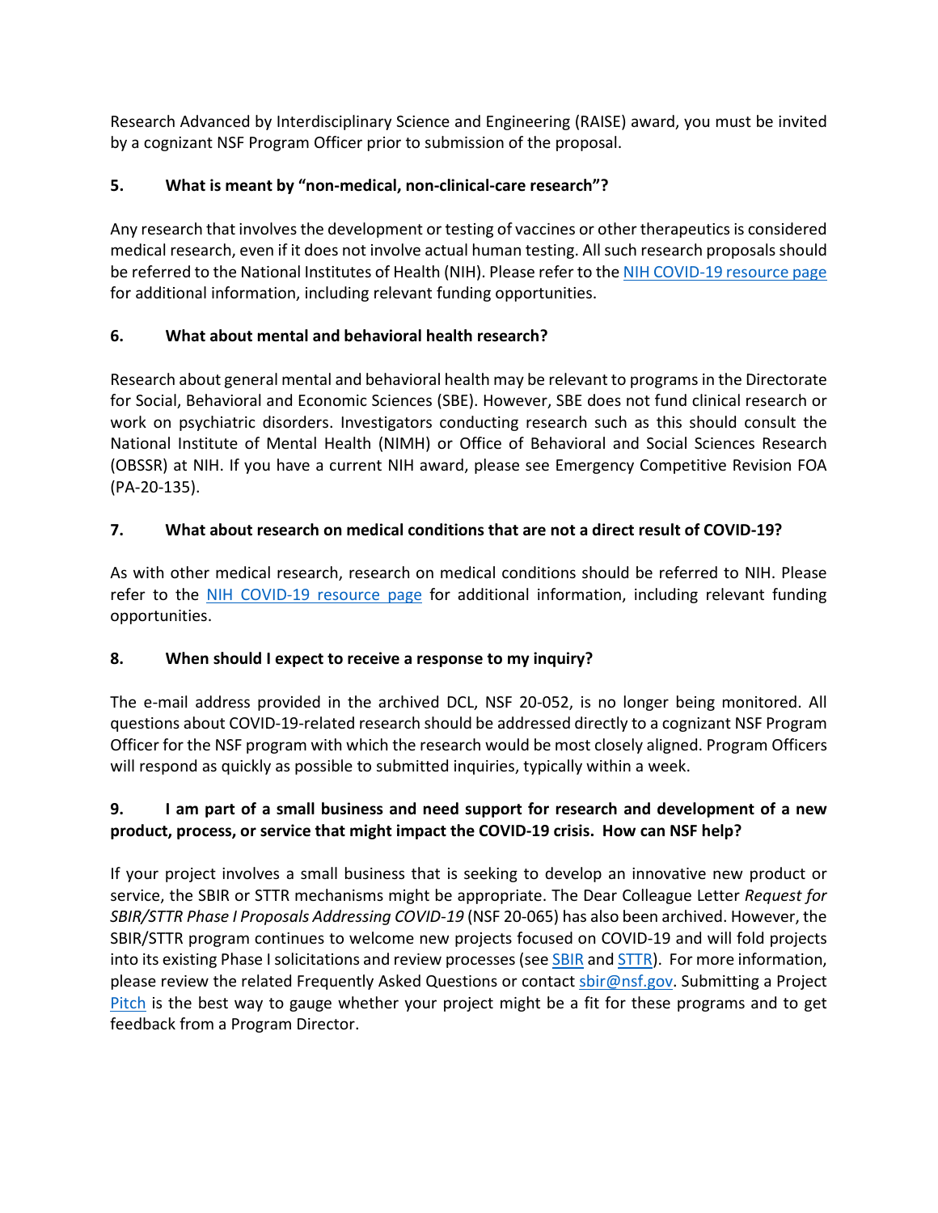Research Advanced by Interdisciplinary Science and Engineering (RAISE) award, you must be invited by a cognizant NSF Program Officer prior to submission of the proposal.

**5. What is meant by "non-medical, non-clinical-care research"?**

Any research that involves the development or testing of vaccines or other therapeutics is considered medical research, even if it does not involve actual human testing. All such research proposals should be referred to the National Institutes of Health (NIH). Please refer to the NIH COVID-19 resource page for additional information, including relevant funding opportunities.

**6. What about mental and behavioral health research?**

Research about general mental and behavioral health may be relevant to programs in the Directorate for Social, Behavioral and Economic Sciences (SBE). However, SBE does not fund clinical research or work on psychiatric disorders. Investigators conducting research such as this should consult the National Institute of Mental Health (NIMH) or Office of Behavioral and Social Sciences Research (OBSSR) at NIH. If you have a current NIH award, please see Emergency Competitive Revision FOA (PA-20-135).

**7. What about research on medical conditions that are not a direct result of COVID-19?**

As with other medical research, research on medical conditions should be referred to NIH. Please refer to the NIH COVID-19 resource page for additional information, including relevant funding opportunities.

**8. When should I expect to receive a response to my inquiry?**

The e-mail address provided in the archived DCL, NSF 20-052, is no longer being monitored. All questions about COVID-19-related research should be addressed directly to a cognizant NSF Program Officer for the NSF program with which the research would be most closely aligned. Program Officers will respond as quickly as possible to submitted inquiries, typically within a week.

**9. I am part of a small business and need support for research and development of a new product, process, or service that might impact the COVID-19 crisis. How can NSF help?**

If your project involves a small business that is seeking to develop an innovative new product or service, the SBIR or STTR mechanisms might be appropriate. The Dear Colleague Letter *Request for SBIR/STTR Phase I Proposals Addressing COVID-19* (NSF 20-065) has also been archived. However, the SBIR/STTR program continues to welcome new projects focused on COVID-19 and will fold projects into its existing Phase I solicitations and review processes (see SBIR and STTR). For more information, please review the related Frequently Asked Questions or contact sbir@nsf.gov. Submitting a Project Pitch is the best way to gauge whether your project might be a fit for these programs and to get feedback from a Program Director.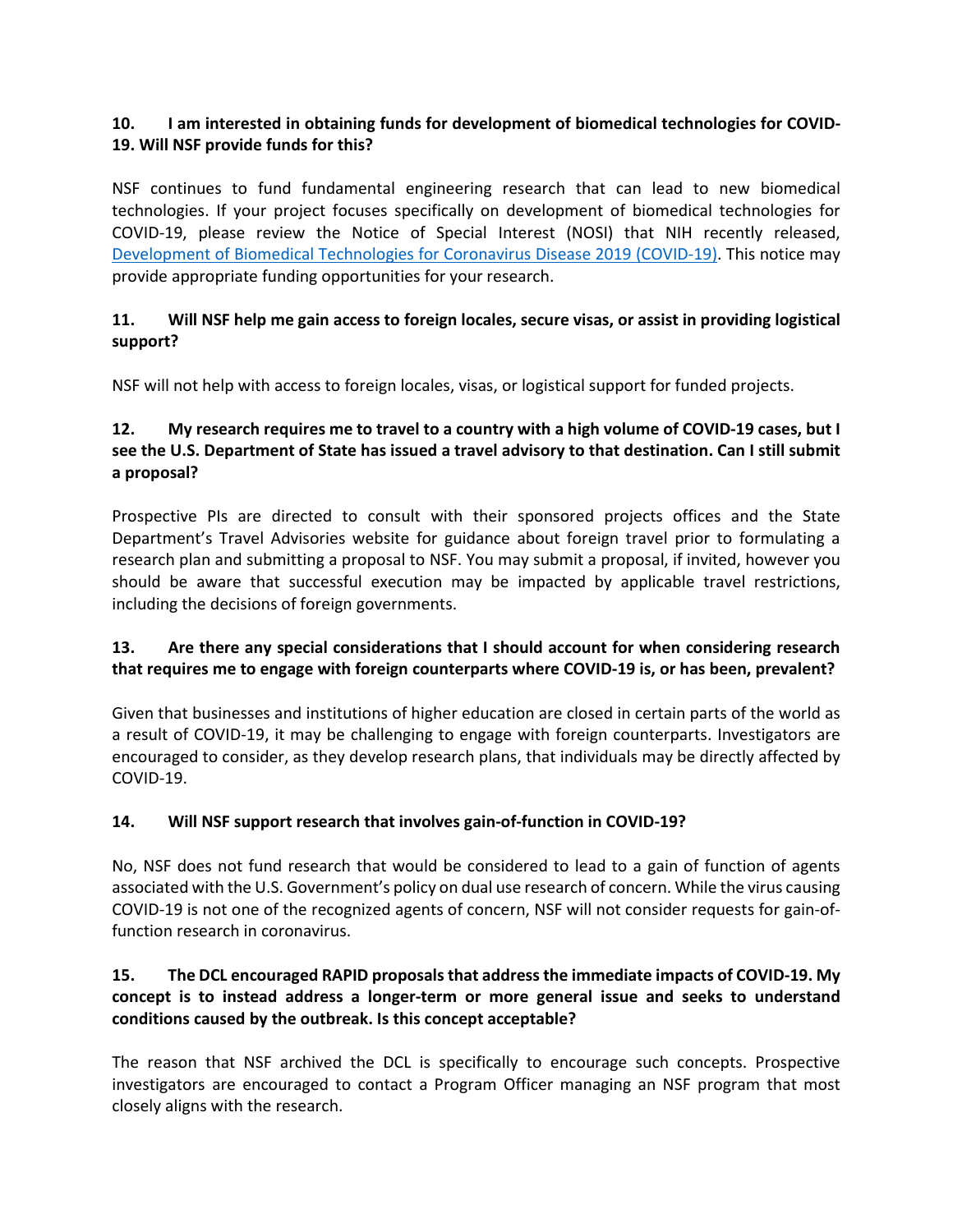**10. I am interested in obtaining funds for development of biomedical technologies for COVID-19. Will NSF provide funds for this?**

NSF continues to fund fundamental engineering research that can lead to new biomedical technologies. If your project focuses specifically on development of biomedical technologies for COVID-19, please review the Notice of Special Interest (NOSI) that NIH recently released, [Development of Biomedical Technologies for Coronavirus Disease 2019 (COVID-19)](). This notice may provide appropriate funding opportunities for your research.

**11. Will NSF help me gain access to foreign locales, secure visas, or assist in providing logistical support?**

NSF will not help with access to foreign locales, visas, or logistical support for funded projects.

**12. My research requires me to travel to a country with a high volume of COVID-19 cases, but I see the U.S. Department of State has issued a travel advisory to that destination. Can I still submit a proposal?**

Prospective PIs are directed to consult with their sponsored projects offices and the State Department's Travel Advisories website for guidance about foreign travel prior to formulating a research plan and submitting a proposal to NSF. You may submit a proposal, if invited, however you should be aware that successful execution may be impacted by applicable travel restrictions, including the decisions of foreign governments.

**13. Are there any special considerations that I should account for when considering research that requires me to engage with foreign counterparts where COVID-19 is, or has been, prevalent?**

Given that businesses and institutions of higher education are closed in certain parts of the world as a result of COVID-19, it may be challenging to engage with foreign counterparts. Investigators are encouraged to consider, as they develop research plans, that individuals may be directly affected by COVID-19.

**14. Will NSF support research that involves gain-of-function in COVID-19?**

No, NSF does not fund research that would be considered to lead to a gain of function of agents associated with the U.S. Government's policy on dual use research of concern. While the virus causing COVID-19 is not one of the recognized agents of concern, NSF will not consider requests for gain-of-function research in coronavirus.

**15. The DCL encouraged RAPID proposals that address the immediate impacts of COVID-19. My concept is to instead address a longer-term or more general issue and seeks to understand conditions caused by the outbreak. Is this concept acceptable?**

The reason that NSF archived the DCL is specifically to encourage such concepts. Prospective investigators are encouraged to contact a Program Officer managing an NSF program that most closely aligns with the research.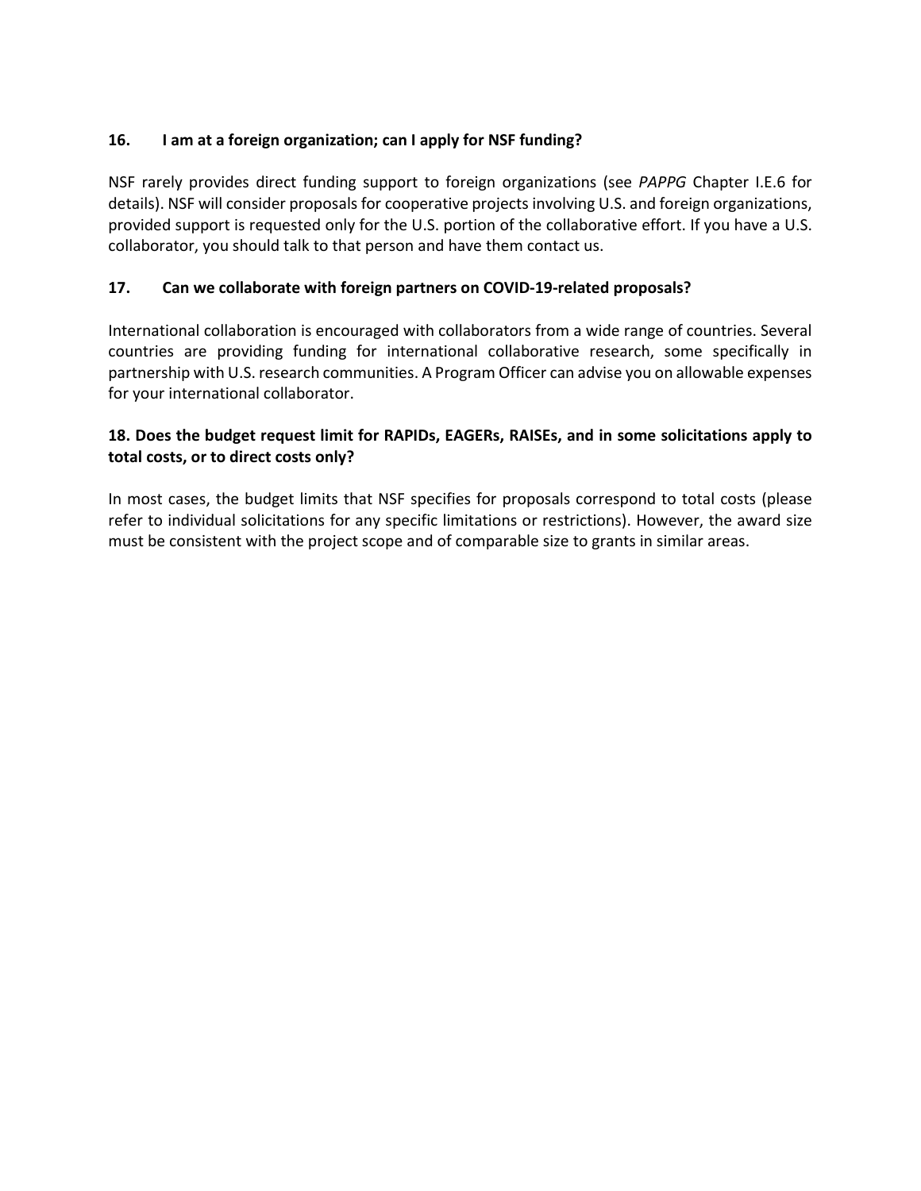**16. I am at a foreign organization; can I apply for NSF funding?**

NSF rarely provides direct funding support to foreign organizations (see *PAPPG* Chapter I.E.6 for details). NSF will consider proposals for cooperative projects involving U.S. and foreign organizations, provided support is requested only for the U.S. portion of the collaborative effort. If you have a U.S. collaborator, you should talk to that person and have them contact us.

**17. Can we collaborate with foreign partners on COVID-19-related proposals?**

International collaboration is encouraged with collaborators from a wide range of countries. Several countries are providing funding for international collaborative research, some specifically in partnership with U.S. research communities. A Program Officer can advise you on allowable expenses for your international collaborator.

**18. Does the budget request limit for RAPIDs, EAGERs, RAISEs, and in some solicitations apply to total costs, or to direct costs only?**

In most cases, the budget limits that NSF specifies for proposals correspond to total costs (please refer to individual solicitations for any specific limitations or restrictions). However, the award size must be consistent with the project scope and of comparable size to grants in similar areas.